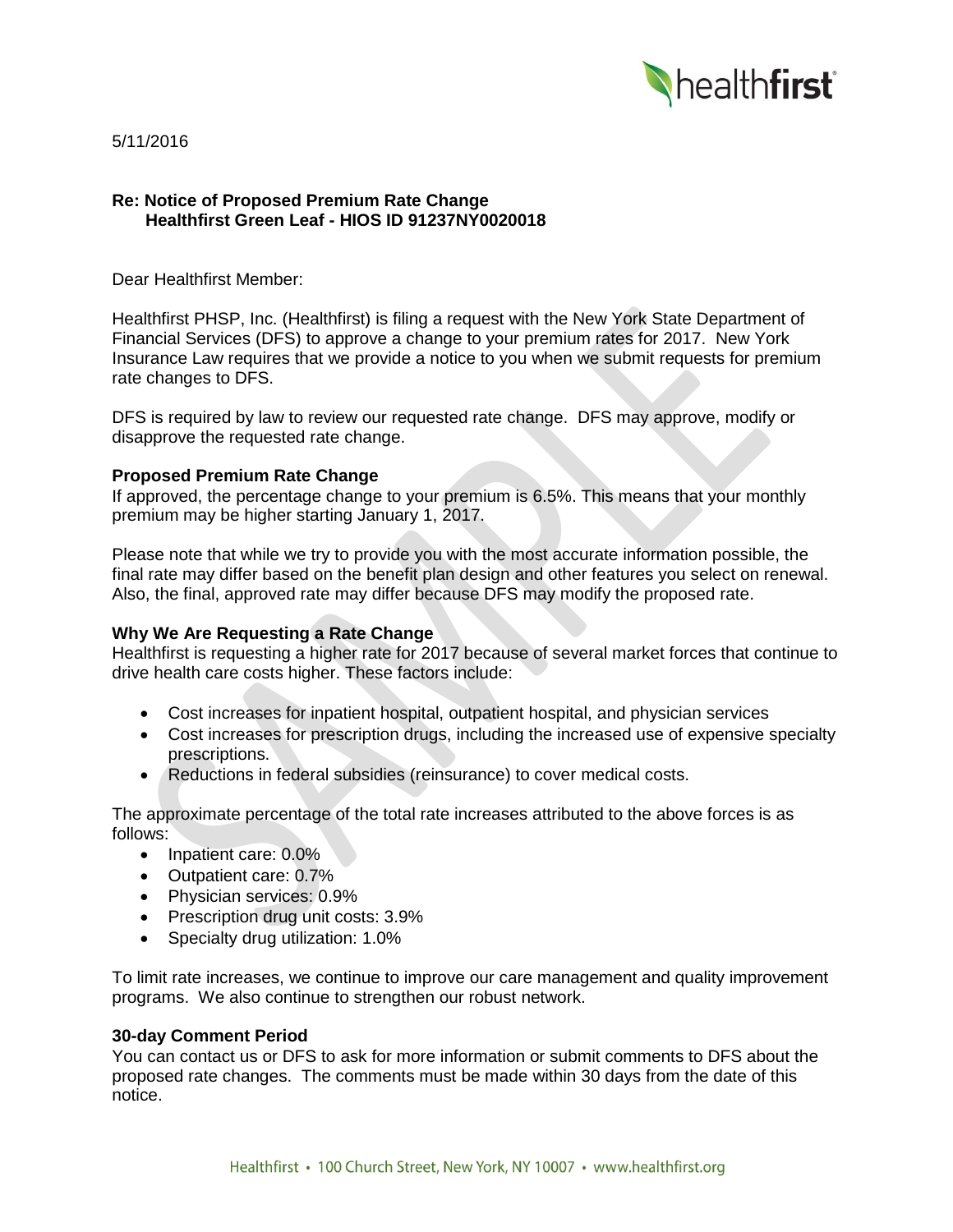5/11/2016

**Re: Notice of Proposed Premium Rate Change**
**Healthfirst Green Leaf - HIOS ID 91237NY0020018**

Dear Healthfirst Member:

Healthfirst PHSP, Inc. (Healthfirst) is filing a request with the New York State Department of Financial Services (DFS) to approve a change to your premium rates for 2017. New York Insurance Law requires that we provide a notice to you when we submit requests for premium rate changes to DFS.

DFS is required by law to review our requested rate change. DFS may approve, modify or disapprove the requested rate change.

**Proposed Premium Rate Change**

If approved, the percentage change to your premium is 6.5%. This means that your monthly premium may be higher starting January 1, 2017.

Please note that while we try to provide you with the most accurate information possible, the final rate may differ based on the benefit plan design and other features you select on renewal. Also, the final, approved rate may differ because DFS may modify the proposed rate.

**Why We Are Requesting a Rate Change**

Healthfirst is requesting a higher rate for 2017 because of several market forces that continue to drive health care costs higher. These factors include:

- Cost increases for inpatient hospital, outpatient hospital, and physician services
- Cost increases for prescription drugs, including the increased use of expensive specialty prescriptions.
- Reductions in federal subsidies (reinsurance) to cover medical costs.

The approximate percentage of the total rate increases attributed to the above forces is as follows:

- Inpatient care: 0.0%
- Outpatient care: 0.7%
- Physician services: 0.9%
- Prescription drug unit costs: 3.9%
- Specialty drug utilization: 1.0%

To limit rate increases, we continue to improve our care management and quality improvement programs. We also continue to strengthen our robust network.

**30-day Comment Period**

You can contact us or DFS to ask for more information or submit comments to DFS about the proposed rate changes. The comments must be made within 30 days from the date of this notice.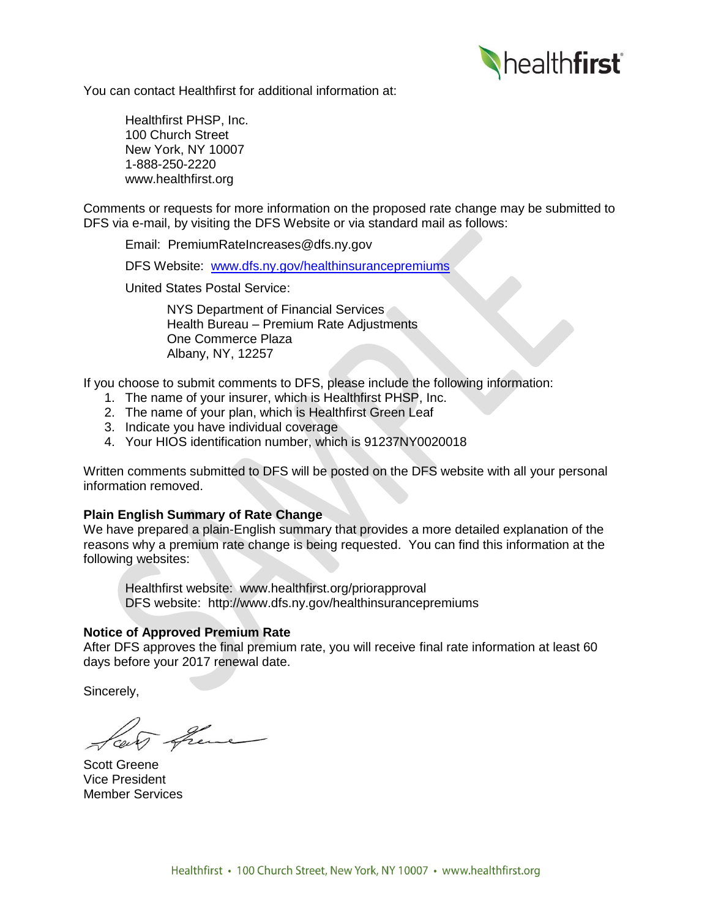You can contact Healthfirst for additional information at:

Healthfirst PHSP, Inc.
100 Church Street
New York, NY 10007
1-888-250-2220
www.healthfirst.org

Comments or requests for more information on the proposed rate change may be submitted to DFS via e-mail, by visiting the DFS Website or via standard mail as follows:

Email: PremiumRateIncreases@dfs.ny.gov

DFS Website: [www.dfs.ny.gov/healthinsurancepremiums](http://www.dfs.ny.gov/healthinsurancepremiums)

United States Postal Service:

NYS Department of Financial Services
Health Bureau – Premium Rate Adjustments
One Commerce Plaza
Albany, NY, 12257

If you choose to submit comments to DFS, please include the following information:

1. The name of your insurer, which is Healthfirst PHSP, Inc.
2. The name of your plan, which is Healthfirst Green Leaf
3. Indicate you have individual coverage
4. Your HIOS identification number, which is 91237NY0020018

Written comments submitted to DFS will be posted on the DFS website with all your personal information removed.

**Plain English Summary of Rate Change**

We have prepared a plain-English summary that provides a more detailed explanation of the reasons why a premium rate change is being requested. You can find this information at the following websites:

Healthfirst website: www.healthfirst.org/priorapproval
DFS website: http://www.dfs.ny.gov/healthinsurancepremiums

**Notice of Approved Premium Rate**

After DFS approves the final premium rate, you will receive final rate information at least 60 days before your 2017 renewal date.

Sincerely,

Scott Greene
Vice President
Member Services